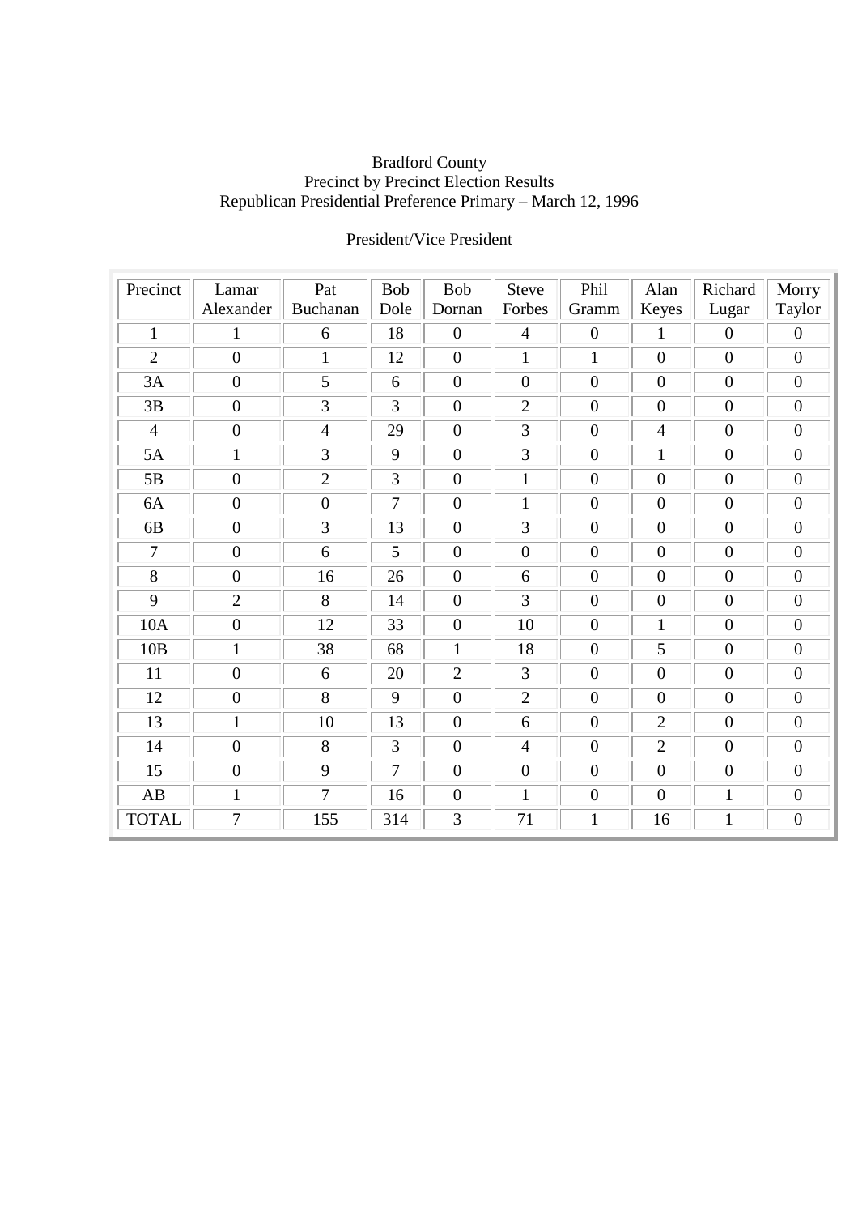Bradford County
Precinct by Precinct Election Results
Republican Presidential Preference Primary – March 12, 1996

President/Vice President

| Precinct | Lamar Alexander | Pat Buchanan | Bob Dole | Bob Dornan | Steve Forbes | Phil Gramm | Alan Keyes | Richard Lugar | Morry Taylor |
|---|---|---|---|---|---|---|---|---|---|
| 1 | 1 | 6 | 18 | 0 | 4 | 0 | 1 | 0 | 0 |
| 2 | 0 | 1 | 12 | 0 | 1 | 1 | 0 | 0 | 0 |
| 3A | 0 | 5 | 6 | 0 | 0 | 0 | 0 | 0 | 0 |
| 3B | 0 | 3 | 3 | 0 | 2 | 0 | 0 | 0 | 0 |
| 4 | 0 | 4 | 29 | 0 | 3 | 0 | 4 | 0 | 0 |
| 5A | 1 | 3 | 9 | 0 | 3 | 0 | 1 | 0 | 0 |
| 5B | 0 | 2 | 3 | 0 | 1 | 0 | 0 | 0 | 0 |
| 6A | 0 | 0 | 7 | 0 | 1 | 0 | 0 | 0 | 0 |
| 6B | 0 | 3 | 13 | 0 | 3 | 0 | 0 | 0 | 0 |
| 7 | 0 | 6 | 5 | 0 | 0 | 0 | 0 | 0 | 0 |
| 8 | 0 | 16 | 26 | 0 | 6 | 0 | 0 | 0 | 0 |
| 9 | 2 | 8 | 14 | 0 | 3 | 0 | 0 | 0 | 0 |
| 10A | 0 | 12 | 33 | 0 | 10 | 0 | 1 | 0 | 0 |
| 10B | 1 | 38 | 68 | 1 | 18 | 0 | 5 | 0 | 0 |
| 11 | 0 | 6 | 20 | 2 | 3 | 0 | 0 | 0 | 0 |
| 12 | 0 | 8 | 9 | 0 | 2 | 0 | 0 | 0 | 0 |
| 13 | 1 | 10 | 13 | 0 | 6 | 0 | 2 | 0 | 0 |
| 14 | 0 | 8 | 3 | 0 | 4 | 0 | 2 | 0 | 0 |
| 15 | 0 | 9 | 7 | 0 | 0 | 0 | 0 | 0 | 0 |
| AB | 1 | 7 | 16 | 0 | 1 | 0 | 0 | 1 | 0 |
| TOTAL | 7 | 155 | 314 | 3 | 71 | 1 | 16 | 1 | 0 |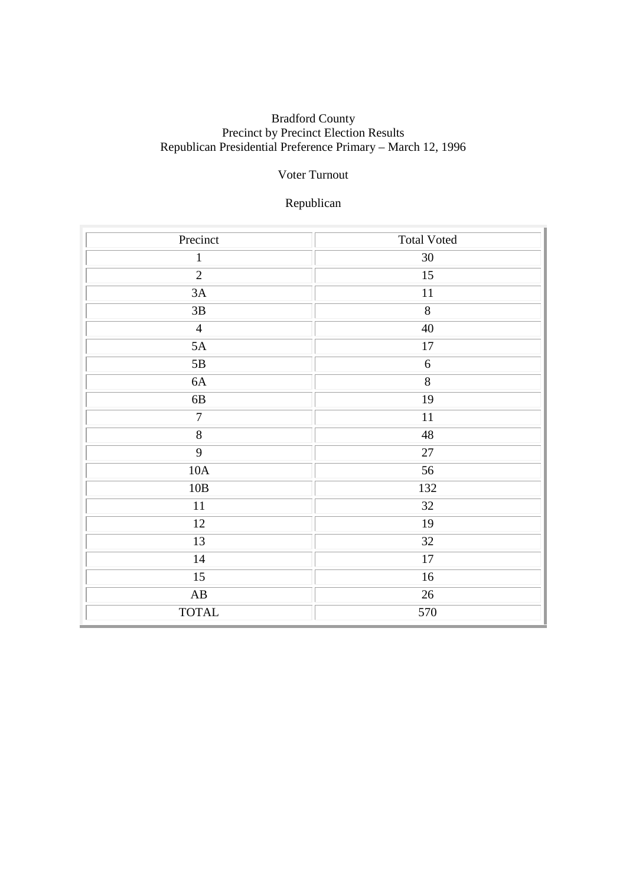Bradford County
Precinct by Precinct Election Results
Republican Presidential Preference Primary – March 12, 1996

Voter Turnout

Republican

| Precinct | Total Voted |
|---|---|
| 1 | 30 |
| 2 | 15 |
| 3A | 11 |
| 3B | 8 |
| 4 | 40 |
| 5A | 17 |
| 5B | 6 |
| 6A | 8 |
| 6B | 19 |
| 7 | 11 |
| 8 | 48 |
| 9 | 27 |
| 10A | 56 |
| 10B | 132 |
| 11 | 32 |
| 12 | 19 |
| 13 | 32 |
| 14 | 17 |
| 15 | 16 |
| AB | 26 |
| TOTAL | 570 |